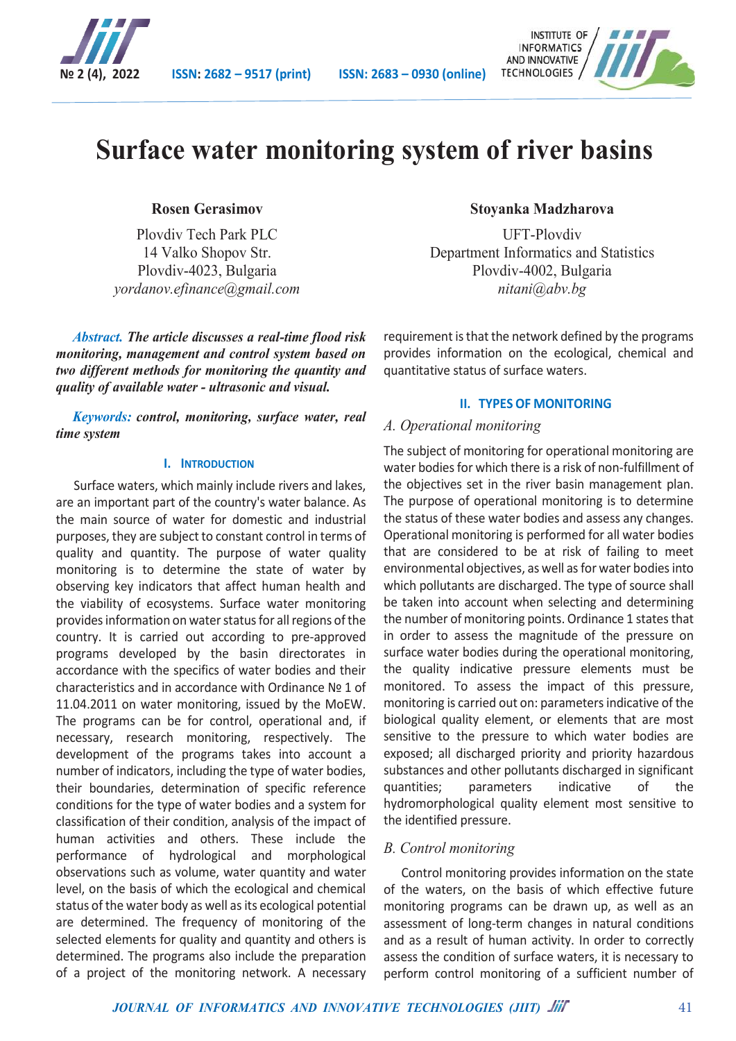# Surface water monitoring system of river basins

**Rosen Gerasimov**

Plovdiv Tech Park PLC
14 Valko Shopov Str.
Plovdiv-4023, Bulgaria
*yordanov.efinance@gmail.com*

**Stoyanka Madzharova**

UFT-Plovdiv
Department Informatics and Statistics
Plovdiv-4002, Bulgaria
*nitani@abv.bg*

***Abstract. The article discusses a real-time flood risk monitoring, management and control system based on two different methods for monitoring the quantity and quality of available water - ultrasonic and visual.***

***Keywords:* control, monitoring, surface water, real time system**

## I. Introduction

Surface waters, which mainly include rivers and lakes, are an important part of the country's water balance. As the main source of water for domestic and industrial purposes, they are subject to constant control in terms of quality and quantity. The purpose of water quality monitoring is to determine the state of water by observing key indicators that affect human health and the viability of ecosystems. Surface water monitoring provides information on water status for all regions of the country. It is carried out according to pre-approved programs developed by the basin directorates in accordance with the specifics of water bodies and their characteristics and in accordance with Ordinance № 1 of 11.04.2011 on water monitoring, issued by the MoEW. The programs can be for control, operational and, if necessary, research monitoring, respectively. The development of the programs takes into account a number of indicators, including the type of water bodies, their boundaries, determination of specific reference conditions for the type of water bodies and a system for classification of their condition, analysis of the impact of human activities and others. These include the performance of hydrological and morphological observations such as volume, water quantity and water level, on the basis of which the ecological and chemical status of the water body as well as its ecological potential are determined. The frequency of monitoring of the selected elements for quality and quantity and others is determined. The programs also include the preparation of a project of the monitoring network. A necessary requirement is that the network defined by the programs provides information on the ecological, chemical and quantitative status of surface waters.

## II. Types of Monitoring

### *A. Operational monitoring*

The subject of monitoring for operational monitoring are water bodies for which there is a risk of non-fulfillment of the objectives set in the river basin management plan. The purpose of operational monitoring is to determine the status of these water bodies and assess any changes. Operational monitoring is performed for all water bodies that are considered to be at risk of failing to meet environmental objectives, as well as for water bodies into which pollutants are discharged. The type of source shall be taken into account when selecting and determining the number of monitoring points. Ordinance 1 states that in order to assess the magnitude of the pressure on surface water bodies during the operational monitoring, the quality indicative pressure elements must be monitored. To assess the impact of this pressure, monitoring is carried out on: parameters indicative of the biological quality element, or elements that are most sensitive to the pressure to which water bodies are exposed; all discharged priority and priority hazardous substances and other pollutants discharged in significant quantities; parameters indicative of the hydromorphological quality element most sensitive to the identified pressure.

### *B. Control monitoring*

Control monitoring provides information on the state of the waters, on the basis of which effective future monitoring programs can be drawn up, as well as an assessment of long-term changes in natural conditions and as a result of human activity. In order to correctly assess the condition of surface waters, it is necessary to perform control monitoring of a sufficient number of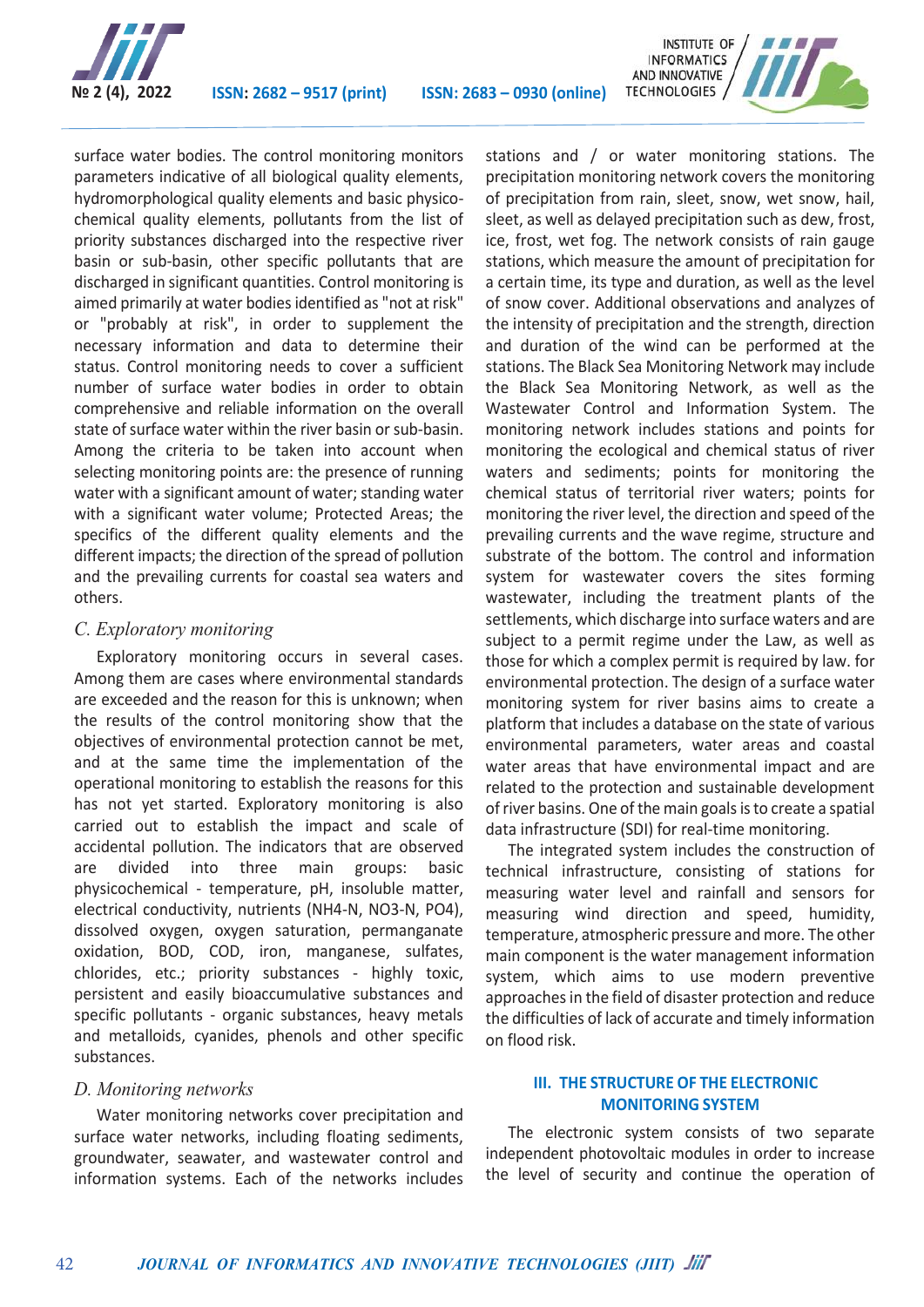surface water bodies. The control monitoring monitors parameters indicative of all biological quality elements, hydromorphological quality elements and basic physico-chemical quality elements, pollutants from the list of priority substances discharged into the respective river basin or sub-basin, other specific pollutants that are discharged in significant quantities. Control monitoring is aimed primarily at water bodies identified as "not at risk" or "probably at risk", in order to supplement the necessary information and data to determine their status. Control monitoring needs to cover a sufficient number of surface water bodies in order to obtain comprehensive and reliable information on the overall state of surface water within the river basin or sub-basin. Among the criteria to be taken into account when selecting monitoring points are: the presence of running water with a significant amount of water; standing water with a significant water volume; Protected Areas; the specifics of the different quality elements and the different impacts; the direction of the spread of pollution and the prevailing currents for coastal sea waters and others.

### *C. Exploratory monitoring*

Exploratory monitoring occurs in several cases. Among them are cases where environmental standards are exceeded and the reason for this is unknown; when the results of the control monitoring show that the objectives of environmental protection cannot be met, and at the same time the implementation of the operational monitoring to establish the reasons for this has not yet started. Exploratory monitoring is also carried out to establish the impact and scale of accidental pollution. The indicators that are observed are divided into three main groups: basic physicochemical - temperature, pH, insoluble matter, electrical conductivity, nutrients (NH4-N, NO3-N, PO4), dissolved oxygen, oxygen saturation, permanganate oxidation, BOD, COD, iron, manganese, sulfates, chlorides, etc.; priority substances - highly toxic, persistent and easily bioaccumulative substances and specific pollutants - organic substances, heavy metals and metalloids, cyanides, phenols and other specific substances.

### *D. Monitoring networks*

Water monitoring networks cover precipitation and surface water networks, including floating sediments, groundwater, seawater, and wastewater control and information systems. Each of the networks includes stations and / or water monitoring stations. The precipitation monitoring network covers the monitoring of precipitation from rain, sleet, snow, wet snow, hail, sleet, as well as delayed precipitation such as dew, frost, ice, frost, wet fog. The network consists of rain gauge stations, which measure the amount of precipitation for a certain time, its type and duration, as well as the level of snow cover. Additional observations and analyzes of the intensity of precipitation and the strength, direction and duration of the wind can be performed at the stations. The Black Sea Monitoring Network may include the Black Sea Monitoring Network, as well as the Wastewater Control and Information System. The monitoring network includes stations and points for monitoring the ecological and chemical status of river waters and sediments; points for monitoring the chemical status of territorial river waters; points for monitoring the river level, the direction and speed of the prevailing currents and the wave regime, structure and substrate of the bottom. The control and information system for wastewater covers the sites forming wastewater, including the treatment plants of the settlements, which discharge into surface waters and are subject to a permit regime under the Law, as well as those for which a complex permit is required by law. for environmental protection. The design of a surface water monitoring system for river basins aims to create a platform that includes a database on the state of various environmental parameters, water areas and coastal water areas that have environmental impact and are related to the protection and sustainable development of river basins. One of the main goals is to create a spatial data infrastructure (SDI) for real-time monitoring.

The integrated system includes the construction of technical infrastructure, consisting of stations for measuring water level and rainfall and sensors for measuring wind direction and speed, humidity, temperature, atmospheric pressure and more. The other main component is the water management information system, which aims to use modern preventive approaches in the field of disaster protection and reduce the difficulties of lack of accurate and timely information on flood risk.

## III. THE STRUCTURE OF THE ELECTRONIC MONITORING SYSTEM

The electronic system consists of two separate independent photovoltaic modules in order to increase the level of security and continue the operation of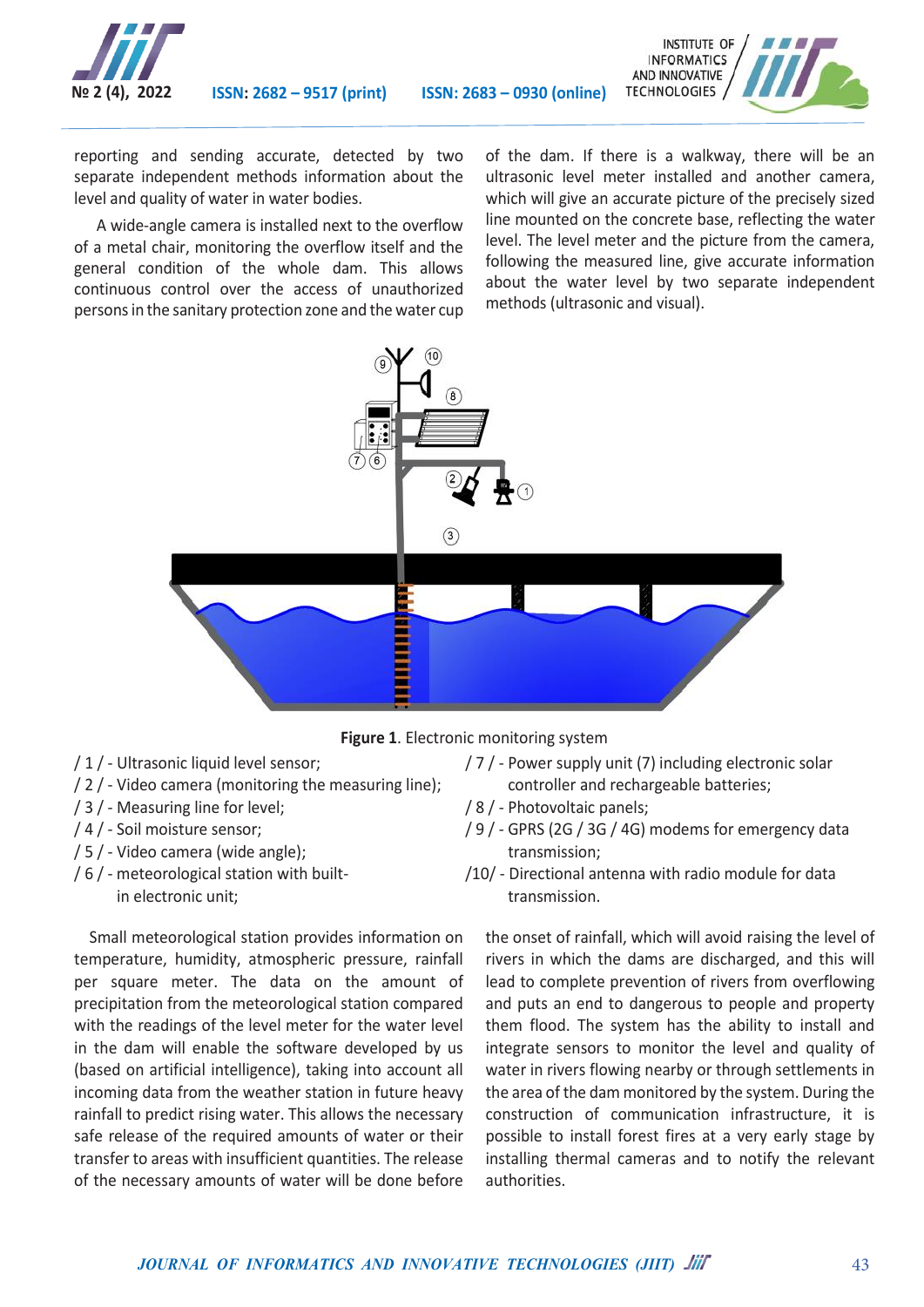reporting and sending accurate, detected by two separate independent methods information about the level and quality of water in water bodies.

A wide-angle camera is installed next to the overflow of a metal chair, monitoring the overflow itself and the general condition of the whole dam. This allows continuous control over the access of unauthorized persons in the sanitary protection zone and the water cup of the dam. If there is a walkway, there will be an ultrasonic level meter installed and another camera, which will give an accurate picture of the precisely sized line mounted on the concrete base, reflecting the water level. The level meter and the picture from the camera, following the measured line, give accurate information about the water level by two separate independent methods (ultrasonic and visual).

9
10
8
7 6
2
1
3

**Figure 1**. Electronic monitoring system

/ 1 / - Ultrasonic liquid level sensor;
/ 2 / - Video camera (monitoring the measuring line);
/ 3 / - Measuring line for level;
/ 4 / - Soil moisture sensor;
/ 5 / - Video camera (wide angle);
/ 6 / - meteorological station with built-in electronic unit;
/ 7 / - Power supply unit (7) including electronic solar controller and rechargeable batteries;
/ 8 / - Photovoltaic panels;
/ 9 / - GPRS (2G / 3G / 4G) modems for emergency data transmission;
/10/ - Directional antenna with radio module for data transmission.

Small meteorological station provides information on temperature, humidity, atmospheric pressure, rainfall per square meter. The data on the amount of precipitation from the meteorological station compared with the readings of the level meter for the water level in the dam will enable the software developed by us (based on artificial intelligence), taking into account all incoming data from the weather station in future heavy rainfall to predict rising water. This allows the necessary safe release of the required amounts of water or their transfer to areas with insufficient quantities. The release of the necessary amounts of water will be done before the onset of rainfall, which will avoid raising the level of rivers in which the dams are discharged, and this will lead to complete prevention of rivers from overflowing and puts an end to dangerous to people and property them flood. The system has the ability to install and integrate sensors to monitor the level and quality of water in rivers flowing nearby or through settlements in the area of the dam monitored by the system. During the construction of communication infrastructure, it is possible to install forest fires at a very early stage by installing thermal cameras and to notify the relevant authorities.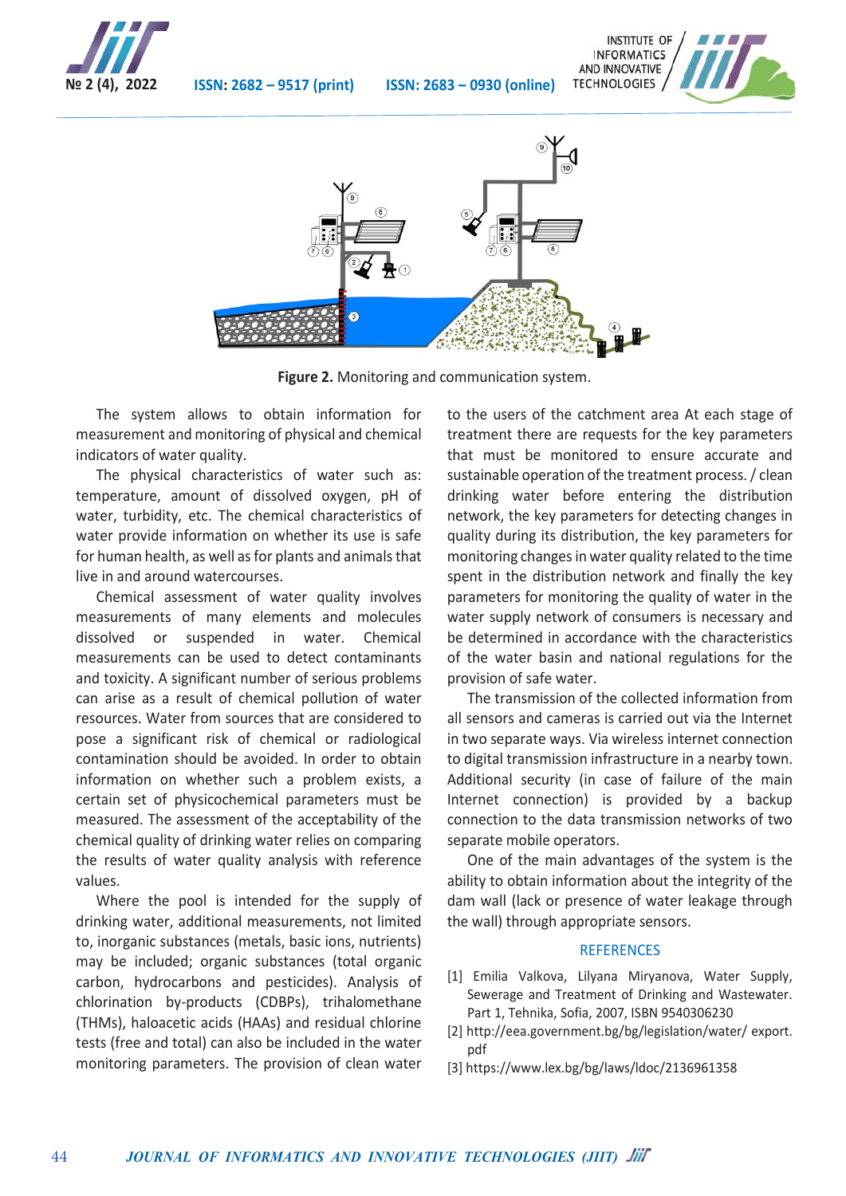Figure 2. Monitoring and communication system.

The system allows to obtain information for measurement and monitoring of physical and chemical indicators of water quality.

The physical characteristics of water such as: temperature, amount of dissolved oxygen, pH of water, turbidity, etc. The chemical characteristics of water provide information on whether its use is safe for human health, as well as for plants and animals that live in and around watercourses.

Chemical assessment of water quality involves measurements of many elements and molecules dissolved or suspended in water. Chemical measurements can be used to detect contaminants and toxicity. A significant number of serious problems can arise as a result of chemical pollution of water resources. Water from sources that are considered to pose a significant risk of chemical or radiological contamination should be avoided. In order to obtain information on whether such a problem exists, a certain set of physicochemical parameters must be measured. The assessment of the acceptability of the chemical quality of drinking water relies on comparing the results of water quality analysis with reference values.

Where the pool is intended for the supply of drinking water, additional measurements, not limited to, inorganic substances (metals, basic ions, nutrients) may be included; organic substances (total organic carbon, hydrocarbons and pesticides). Analysis of chlorination by-products (CDBPs), trihalomethane (THMs), haloacetic acids (HAAs) and residual chlorine tests (free and total) can also be included in the water monitoring parameters. The provision of clean water to the users of the catchment area At each stage of treatment there are requests for the key parameters that must be monitored to ensure accurate and sustainable operation of the treatment process. / clean drinking water before entering the distribution network, the key parameters for detecting changes in quality during its distribution, the key parameters for monitoring changes in water quality related to the time spent in the distribution network and finally the key parameters for monitoring the quality of water in the water supply network of consumers is necessary and be determined in accordance with the characteristics of the water basin and national regulations for the provision of safe water.

The transmission of the collected information from all sensors and cameras is carried out via the Internet in two separate ways. Via wireless internet connection to digital transmission infrastructure in a nearby town. Additional security (in case of failure of the main Internet connection) is provided by a backup connection to the data transmission networks of two separate mobile operators.

One of the main advantages of the system is the ability to obtain information about the integrity of the dam wall (lack or presence of water leakage through the wall) through appropriate sensors.

## REFERENCES

[1] Emilia Valkova, Lilyana Miryanova, Water Supply, Sewerage and Treatment of Drinking and Wastewater. Part 1, Tehnika, Sofia, 2007, ISBN 9540306230

[2] http://eea.government.bg/bg/legislation/water/ export.pdf

[3] https://www.lex.bg/bg/laws/ldoc/2136961358